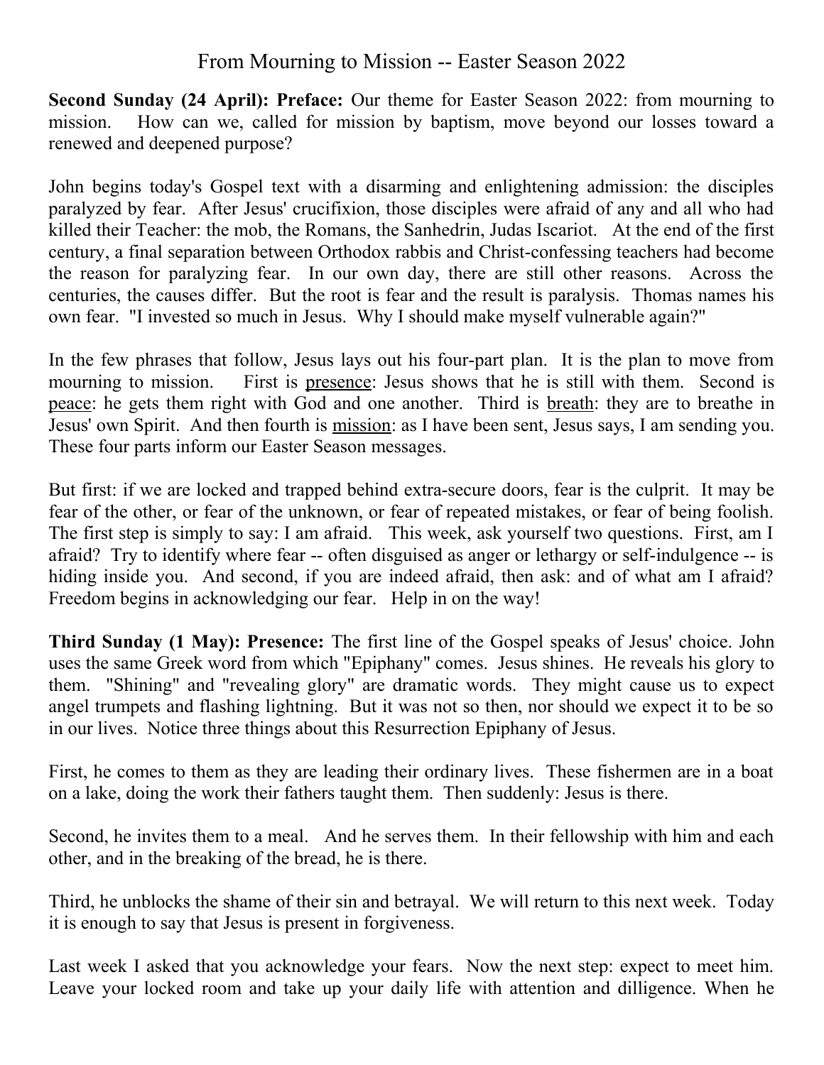# From Mourning to Mission -- Easter Season 2022

**Second Sunday (24 April): Preface:** Our theme for Easter Season 2022: from mourning to mission. How can we, called for mission by baptism, move beyond our losses toward a renewed and deepened purpose?

John begins today's Gospel text with a disarming and enlightening admission: the disciples paralyzed by fear. After Jesus' crucifixion, those disciples were afraid of any and all who had killed their Teacher: the mob, the Romans, the Sanhedrin, Judas Iscariot. At the end of the first century, a final separation between Orthodox rabbis and Christ-confessing teachers had become the reason for paralyzing fear. In our own day, there are still other reasons. Across the centuries, the causes differ. But the root is fear and the result is paralysis. Thomas names his own fear. "I invested so much in Jesus. Why I should make myself vulnerable again?"

In the few phrases that follow, Jesus lays out his four-part plan. It is the plan to move from mourning to mission. First is <u>presence</u>: Jesus shows that he is still with them. Second is <u>peace</u>: he gets them right with God and one another. Third is <u>breath</u>: they are to breathe in Jesus' own Spirit. And then fourth is <u>mission</u>: as I have been sent, Jesus says, I am sending you. These four parts inform our Easter Season messages.

But first: if we are locked and trapped behind extra-secure doors, fear is the culprit. It may be fear of the other, or fear of the unknown, or fear of repeated mistakes, or fear of being foolish. The first step is simply to say: I am afraid. This week, ask yourself two questions. First, am I afraid? Try to identify where fear -- often disguised as anger or lethargy or self-indulgence -- is hiding inside you. And second, if you are indeed afraid, then ask: and of what am I afraid? Freedom begins in acknowledging our fear. Help in on the way!

**Third Sunday (1 May): Presence:** The first line of the Gospel speaks of Jesus' choice. John uses the same Greek word from which "Epiphany" comes. Jesus shines. He reveals his glory to them. "Shining" and "revealing glory" are dramatic words. They might cause us to expect angel trumpets and flashing lightning. But it was not so then, nor should we expect it to be so in our lives. Notice three things about this Resurrection Epiphany of Jesus.

First, he comes to them as they are leading their ordinary lives. These fishermen are in a boat on a lake, doing the work their fathers taught them. Then suddenly: Jesus is there.

Second, he invites them to a meal. And he serves them. In their fellowship with him and each other, and in the breaking of the bread, he is there.

Third, he unblocks the shame of their sin and betrayal. We will return to this next week. Today it is enough to say that Jesus is present in forgiveness.

Last week I asked that you acknowledge your fears. Now the next step: expect to meet him. Leave your locked room and take up your daily life with attention and dilligence. When he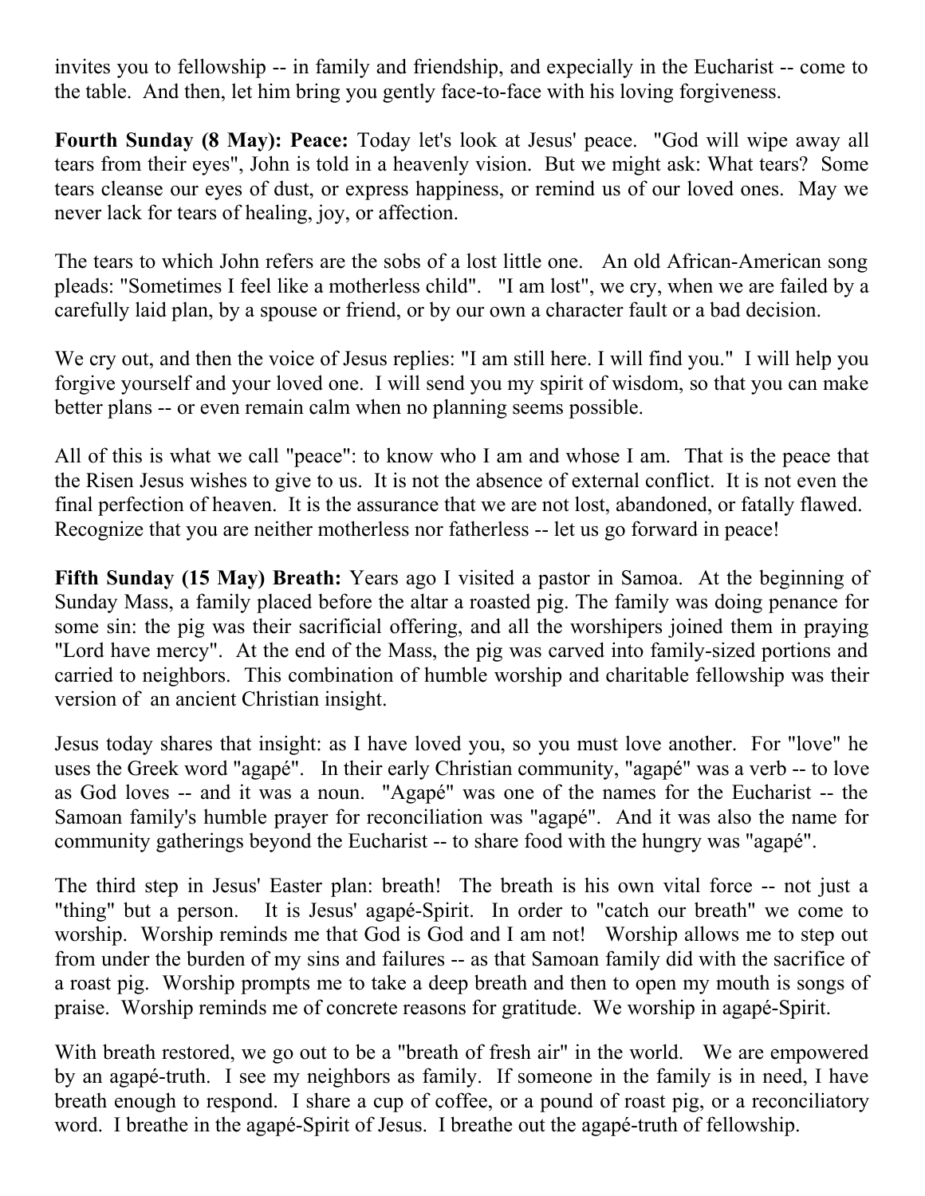invites you to fellowship -- in family and friendship, and expecially in the Eucharist -- come to the table. And then, let him bring you gently face-to-face with his loving forgiveness.

**Fourth Sunday (8 May): Peace:** Today let's look at Jesus' peace. "God will wipe away all tears from their eyes", John is told in a heavenly vision. But we might ask: What tears? Some tears cleanse our eyes of dust, or express happiness, or remind us of our loved ones. May we never lack for tears of healing, joy, or affection.

The tears to which John refers are the sobs of a lost little one. An old African-American song pleads: "Sometimes I feel like a motherless child". "I am lost", we cry, when we are failed by a carefully laid plan, by a spouse or friend, or by our own a character fault or a bad decision.

We cry out, and then the voice of Jesus replies: "I am still here. I will find you." I will help you forgive yourself and your loved one. I will send you my spirit of wisdom, so that you can make better plans -- or even remain calm when no planning seems possible.

All of this is what we call "peace": to know who I am and whose I am. That is the peace that the Risen Jesus wishes to give to us. It is not the absence of external conflict. It is not even the final perfection of heaven. It is the assurance that we are not lost, abandoned, or fatally flawed. Recognize that you are neither motherless nor fatherless -- let us go forward in peace!

**Fifth Sunday (15 May) Breath:** Years ago I visited a pastor in Samoa. At the beginning of Sunday Mass, a family placed before the altar a roasted pig. The family was doing penance for some sin: the pig was their sacrificial offering, and all the worshipers joined them in praying "Lord have mercy". At the end of the Mass, the pig was carved into family-sized portions and carried to neighbors. This combination of humble worship and charitable fellowship was their version of an ancient Christian insight.

Jesus today shares that insight: as I have loved you, so you must love another. For "love" he uses the Greek word "agapé". In their early Christian community, "agapé" was a verb -- to love as God loves -- and it was a noun. "Agapé" was one of the names for the Eucharist -- the Samoan family's humble prayer for reconciliation was "agapé". And it was also the name for community gatherings beyond the Eucharist -- to share food with the hungry was "agapé".

The third step in Jesus' Easter plan: breath! The breath is his own vital force -- not just a "thing" but a person. It is Jesus' agapé-Spirit. In order to "catch our breath" we come to worship. Worship reminds me that God is God and I am not! Worship allows me to step out from under the burden of my sins and failures -- as that Samoan family did with the sacrifice of a roast pig. Worship prompts me to take a deep breath and then to open my mouth is songs of praise. Worship reminds me of concrete reasons for gratitude. We worship in agapé-Spirit.

With breath restored, we go out to be a "breath of fresh air" in the world. We are empowered by an agapé-truth. I see my neighbors as family. If someone in the family is in need, I have breath enough to respond. I share a cup of coffee, or a pound of roast pig, or a reconciliatory word. I breathe in the agapé-Spirit of Jesus. I breathe out the agapé-truth of fellowship.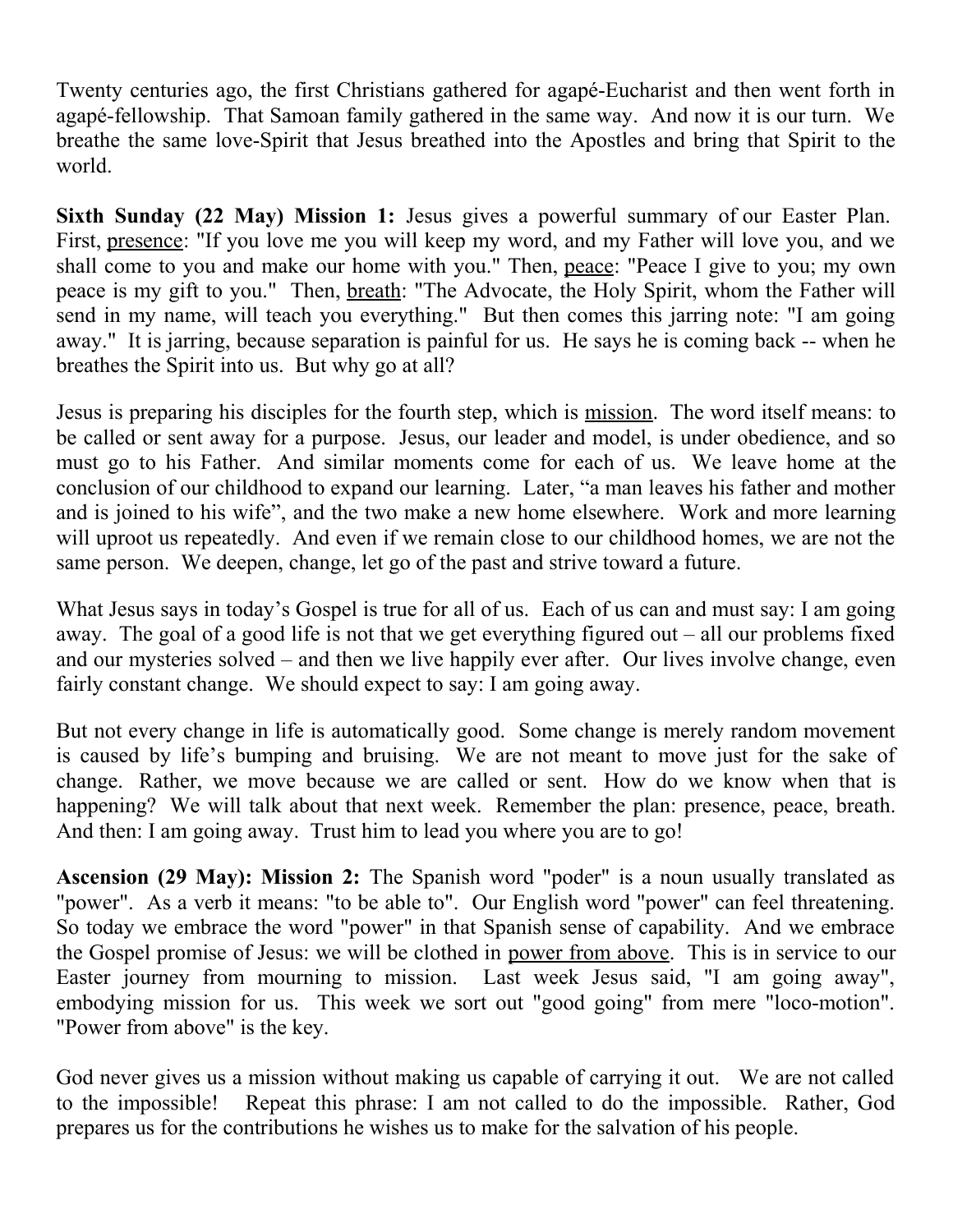Twenty centuries ago, the first Christians gathered for agapé-Eucharist and then went forth in agapé-fellowship. That Samoan family gathered in the same way. And now it is our turn. We breathe the same love-Spirit that Jesus breathed into the Apostles and bring that Spirit to the world.

**Sixth Sunday (22 May) Mission 1:** Jesus gives a powerful summary of our Easter Plan. First, <u>presence</u>: "If you love me you will keep my word, and my Father will love you, and we shall come to you and make our home with you." Then, <u>peace</u>: "Peace I give to you; my own peace is my gift to you." Then, <u>breath</u>: "The Advocate, the Holy Spirit, whom the Father will send in my name, will teach you everything." But then comes this jarring note: "I am going away." It is jarring, because separation is painful for us. He says he is coming back -- when he breathes the Spirit into us. But why go at all?

Jesus is preparing his disciples for the fourth step, which is <u>mission</u>. The word itself means: to be called or sent away for a purpose. Jesus, our leader and model, is under obedience, and so must go to his Father. And similar moments come for each of us. We leave home at the conclusion of our childhood to expand our learning. Later, "a man leaves his father and mother and is joined to his wife", and the two make a new home elsewhere. Work and more learning will uproot us repeatedly. And even if we remain close to our childhood homes, we are not the same person. We deepen, change, let go of the past and strive toward a future.

What Jesus says in today's Gospel is true for all of us. Each of us can and must say: I am going away. The goal of a good life is not that we get everything figured out – all our problems fixed and our mysteries solved – and then we live happily ever after. Our lives involve change, even fairly constant change. We should expect to say: I am going away.

But not every change in life is automatically good. Some change is merely random movement is caused by life's bumping and bruising. We are not meant to move just for the sake of change. Rather, we move because we are called or sent. How do we know when that is happening? We will talk about that next week. Remember the plan: presence, peace, breath. And then: I am going away. Trust him to lead you where you are to go!

**Ascension (29 May): Mission 2:** The Spanish word "poder" is a noun usually translated as "power". As a verb it means: "to be able to". Our English word "power" can feel threatening. So today we embrace the word "power" in that Spanish sense of capability. And we embrace the Gospel promise of Jesus: we will be clothed in <u>power from above</u>. This is in service to our Easter journey from mourning to mission. Last week Jesus said, "I am going away", embodying mission for us. This week we sort out "good going" from mere "loco-motion". "Power from above" is the key.

God never gives us a mission without making us capable of carrying it out. We are not called to the impossible! Repeat this phrase: I am not called to do the impossible. Rather, God prepares us for the contributions he wishes us to make for the salvation of his people.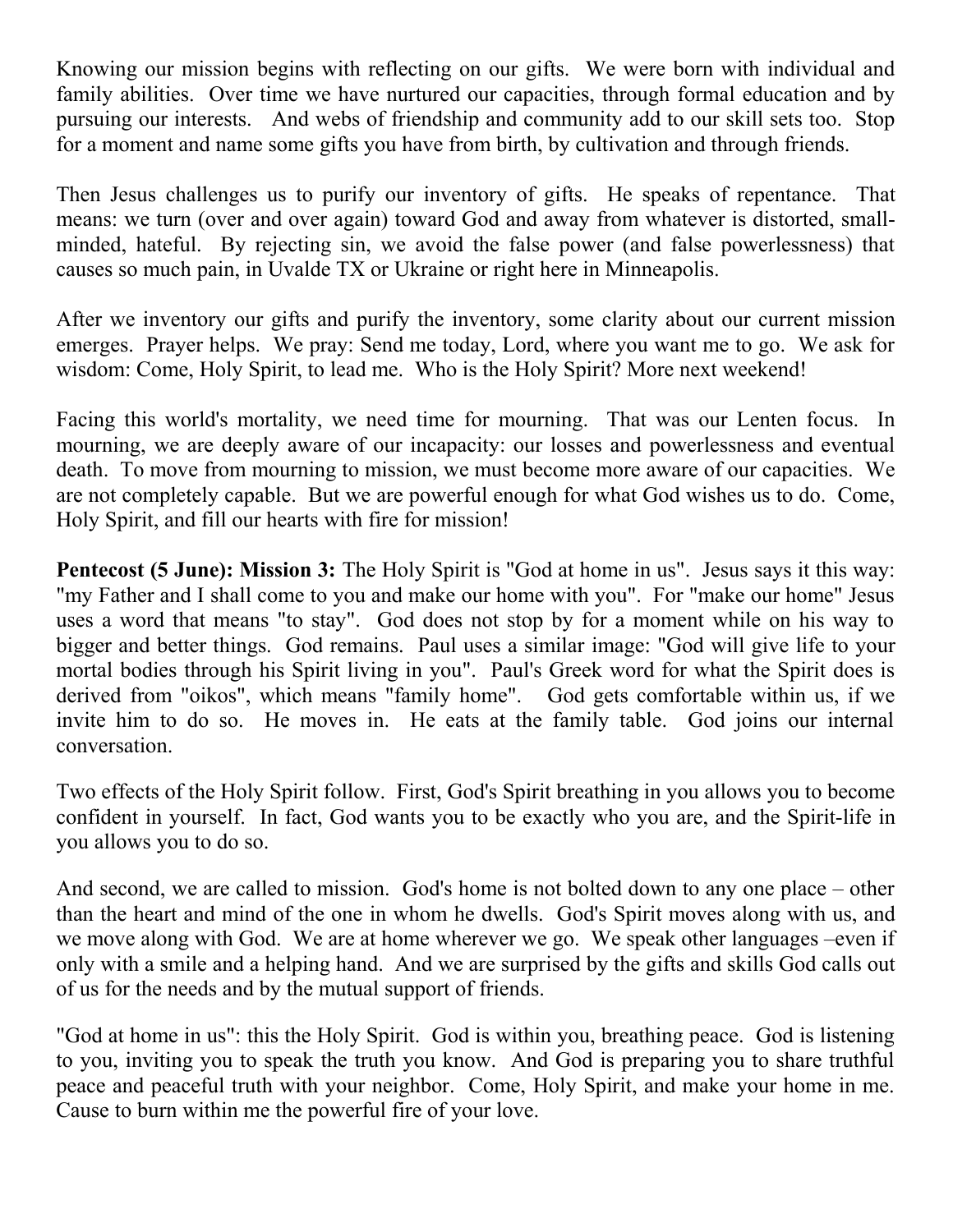Knowing our mission begins with reflecting on our gifts. We were born with individual and family abilities. Over time we have nurtured our capacities, through formal education and by pursuing our interests. And webs of friendship and community add to our skill sets too. Stop for a moment and name some gifts you have from birth, by cultivation and through friends.

Then Jesus challenges us to purify our inventory of gifts. He speaks of repentance. That means: we turn (over and over again) toward God and away from whatever is distorted, small-minded, hateful. By rejecting sin, we avoid the false power (and false powerlessness) that causes so much pain, in Uvalde TX or Ukraine or right here in Minneapolis.

After we inventory our gifts and purify the inventory, some clarity about our current mission emerges. Prayer helps. We pray: Send me today, Lord, where you want me to go. We ask for wisdom: Come, Holy Spirit, to lead me. Who is the Holy Spirit? More next weekend!

Facing this world's mortality, we need time for mourning. That was our Lenten focus. In mourning, we are deeply aware of our incapacity: our losses and powerlessness and eventual death. To move from mourning to mission, we must become more aware of our capacities. We are not completely capable. But we are powerful enough for what God wishes us to do. Come, Holy Spirit, and fill our hearts with fire for mission!

**Pentecost (5 June): Mission 3:** The Holy Spirit is "God at home in us". Jesus says it this way: "my Father and I shall come to you and make our home with you". For "make our home" Jesus uses a word that means "to stay". God does not stop by for a moment while on his way to bigger and better things. God remains. Paul uses a similar image: "God will give life to your mortal bodies through his Spirit living in you". Paul's Greek word for what the Spirit does is derived from "oikos", which means "family home". God gets comfortable within us, if we invite him to do so. He moves in. He eats at the family table. God joins our internal conversation.

Two effects of the Holy Spirit follow. First, God's Spirit breathing in you allows you to become confident in yourself. In fact, God wants you to be exactly who you are, and the Spirit-life in you allows you to do so.

And second, we are called to mission. God's home is not bolted down to any one place – other than the heart and mind of the one in whom he dwells. God's Spirit moves along with us, and we move along with God. We are at home wherever we go. We speak other languages –even if only with a smile and a helping hand. And we are surprised by the gifts and skills God calls out of us for the needs and by the mutual support of friends.

"God at home in us": this the Holy Spirit. God is within you, breathing peace. God is listening to you, inviting you to speak the truth you know. And God is preparing you to share truthful peace and peaceful truth with your neighbor. Come, Holy Spirit, and make your home in me. Cause to burn within me the powerful fire of your love.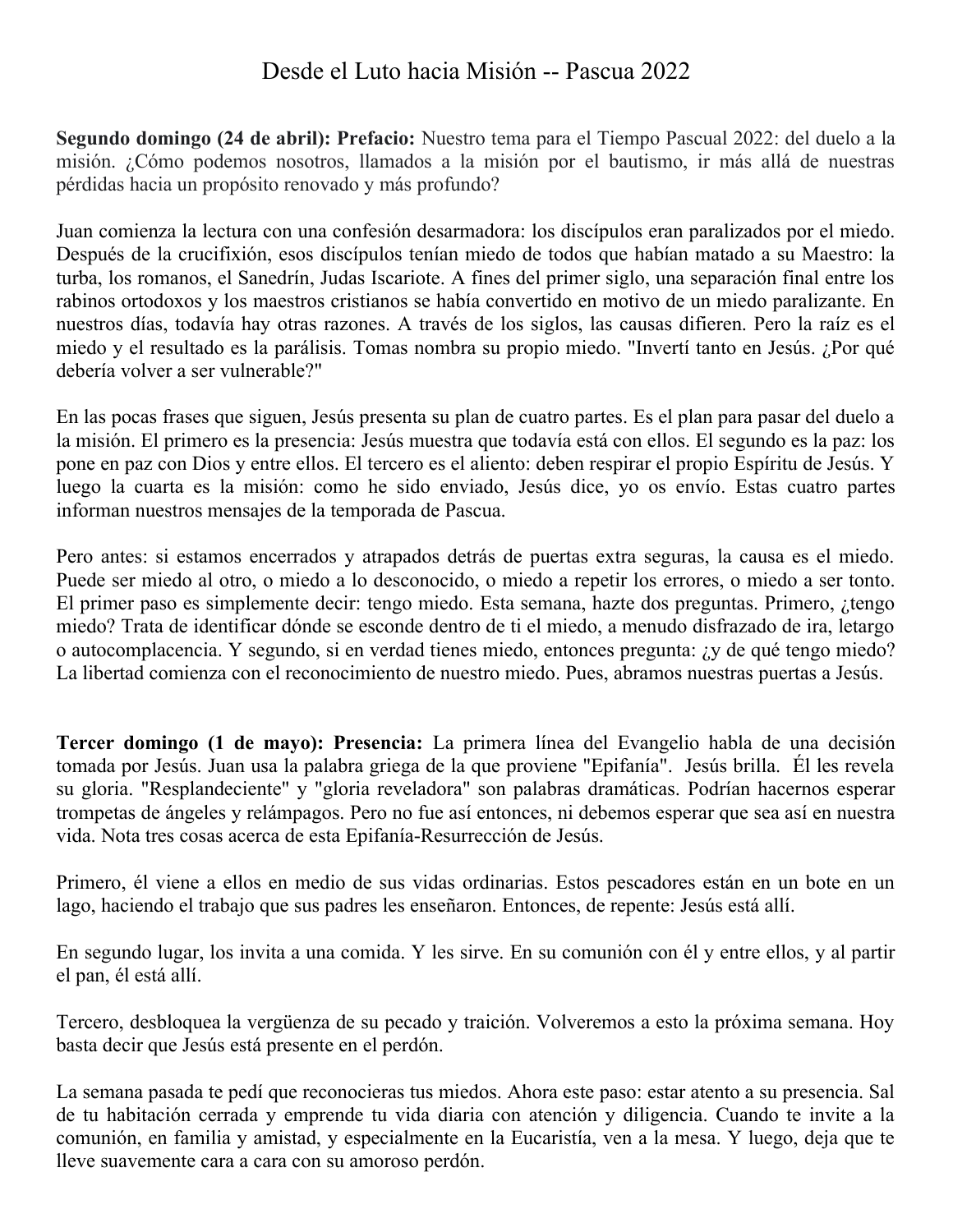# Desde el Luto hacia Misión -- Pascua 2022

**Segundo domingo (24 de abril): Prefacio:** Nuestro tema para el Tiempo Pascual 2022: del duelo a la misión. ¿Cómo podemos nosotros, llamados a la misión por el bautismo, ir más allá de nuestras pérdidas hacia un propósito renovado y más profundo?

Juan comienza la lectura con una confesión desarmadora: los discípulos eran paralizados por el miedo. Después de la crucifixión, esos discípulos tenían miedo de todos que habían matado a su Maestro: la turba, los romanos, el Sanedrín, Judas Iscariote. A fines del primer siglo, una separación final entre los rabinos ortodoxos y los maestros cristianos se había convertido en motivo de un miedo paralizante. En nuestros días, todavía hay otras razones. A través de los siglos, las causas difieren. Pero la raíz es el miedo y el resultado es la parálisis. Tomas nombra su propio miedo. "Invertí tanto en Jesús. ¿Por qué debería volver a ser vulnerable?"

En las pocas frases que siguen, Jesús presenta su plan de cuatro partes. Es el plan para pasar del duelo a la misión. El primero es la presencia: Jesús muestra que todavía está con ellos. El segundo es la paz: los pone en paz con Dios y entre ellos. El tercero es el aliento: deben respirar el propio Espíritu de Jesús. Y luego la cuarta es la misión: como he sido enviado, Jesús dice, yo os envío. Estas cuatro partes informan nuestros mensajes de la temporada de Pascua.

Pero antes: si estamos encerrados y atrapados detrás de puertas extra seguras, la causa es el miedo. Puede ser miedo al otro, o miedo a lo desconocido, o miedo a repetir los errores, o miedo a ser tonto. El primer paso es simplemente decir: tengo miedo. Esta semana, hazte dos preguntas. Primero, ¿tengo miedo? Trata de identificar dónde se esconde dentro de ti el miedo, a menudo disfrazado de ira, letargo o autocomplacencia. Y segundo, si en verdad tienes miedo, entonces pregunta: ¿y de qué tengo miedo? La libertad comienza con el reconocimiento de nuestro miedo. Pues, abramos nuestras puertas a Jesús.

**Tercer domingo (1 de mayo): Presencia:** La primera línea del Evangelio habla de una decisión tomada por Jesús. Juan usa la palabra griega de la que proviene "Epifanía". Jesús brilla. Él les revela su gloria. "Resplandeciente" y "gloria reveladora" son palabras dramáticas. Podrían hacernos esperar trompetas de ángeles y relámpagos. Pero no fue así entonces, ni debemos esperar que sea así en nuestra vida. Nota tres cosas acerca de esta Epifanía-Resurrección de Jesús.

Primero, él viene a ellos en medio de sus vidas ordinarias. Estos pescadores están en un bote en un lago, haciendo el trabajo que sus padres les enseñaron. Entonces, de repente: Jesús está allí.

En segundo lugar, los invita a una comida. Y les sirve. En su comunión con él y entre ellos, y al partir el pan, él está allí.

Tercero, desbloquea la vergüenza de su pecado y traición. Volveremos a esto la próxima semana. Hoy basta decir que Jesús está presente en el perdón.

La semana pasada te pedí que reconocieras tus miedos. Ahora este paso: estar atento a su presencia. Sal de tu habitación cerrada y emprende tu vida diaria con atención y diligencia. Cuando te invite a la comunión, en familia y amistad, y especialmente en la Eucaristía, ven a la mesa. Y luego, deja que te lleve suavemente cara a cara con su amoroso perdón.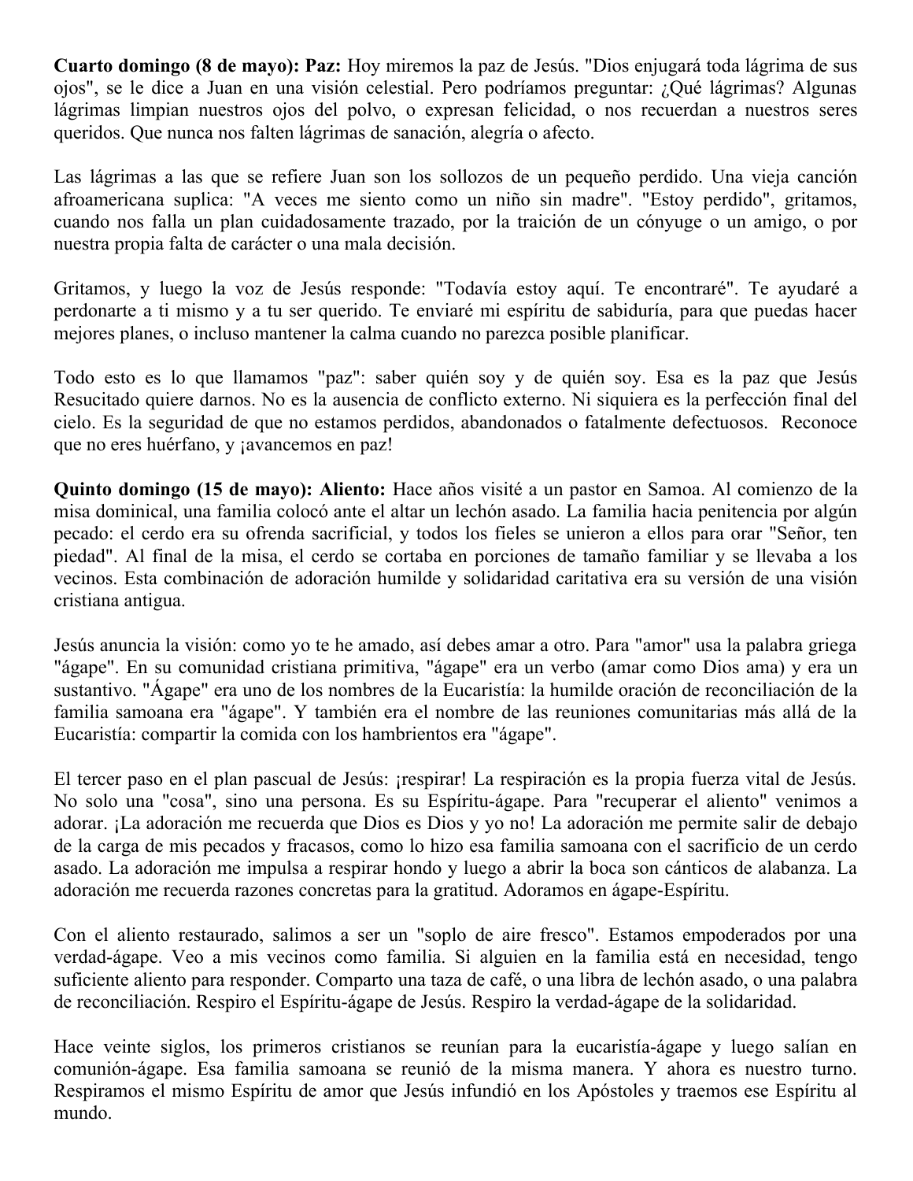**Cuarto domingo (8 de mayo): Paz:** Hoy miremos la paz de Jesús. "Dios enjugará toda lágrima de sus ojos", se le dice a Juan en una visión celestial. Pero podríamos preguntar: ¿Qué lágrimas? Algunas lágrimas limpian nuestros ojos del polvo, o expresan felicidad, o nos recuerdan a nuestros seres queridos. Que nunca nos falten lágrimas de sanación, alegría o afecto.

Las lágrimas a las que se refiere Juan son los sollozos de un pequeño perdido. Una vieja canción afroamericana suplica: "A veces me siento como un niño sin madre". "Estoy perdido", gritamos, cuando nos falla un plan cuidadosamente trazado, por la traición de un cónyuge o un amigo, o por nuestra propia falta de carácter o una mala decisión.

Gritamos, y luego la voz de Jesús responde: "Todavía estoy aquí. Te encontraré". Te ayudaré a perdonarte a ti mismo y a tu ser querido. Te enviaré mi espíritu de sabiduría, para que puedas hacer mejores planes, o incluso mantener la calma cuando no parezca posible planificar.

Todo esto es lo que llamamos "paz": saber quién soy y de quién soy. Esa es la paz que Jesús Resucitado quiere darnos. No es la ausencia de conflicto externo. Ni siquiera es la perfección final del cielo. Es la seguridad de que no estamos perdidos, abandonados o fatalmente defectuosos. Reconoce que no eres huérfano, y ¡avancemos en paz!

**Quinto domingo (15 de mayo): Aliento:** Hace años visité a un pastor en Samoa. Al comienzo de la misa dominical, una familia colocó ante el altar un lechón asado. La familia hacia penitencia por algún pecado: el cerdo era su ofrenda sacrificial, y todos los fieles se unieron a ellos para orar "Señor, ten piedad". Al final de la misa, el cerdo se cortaba en porciones de tamaño familiar y se llevaba a los vecinos. Esta combinación de adoración humilde y solidaridad caritativa era su versión de una visión cristiana antigua.

Jesús anuncia la visión: como yo te he amado, así debes amar a otro. Para "amor" usa la palabra griega "ágape". En su comunidad cristiana primitiva, "ágape" era un verbo (amar como Dios ama) y era un sustantivo. "Ágape" era uno de los nombres de la Eucaristía: la humilde oración de reconciliación de la familia samoana era "ágape". Y también era el nombre de las reuniones comunitarias más allá de la Eucaristía: compartir la comida con los hambrientos era "ágape".

El tercer paso en el plan pascual de Jesús: ¡respirar! La respiración es la propia fuerza vital de Jesús. No solo una "cosa", sino una persona. Es su Espíritu-ágape. Para "recuperar el aliento" venimos a adorar. ¡La adoración me recuerda que Dios es Dios y yo no! La adoración me permite salir de debajo de la carga de mis pecados y fracasos, como lo hizo esa familia samoana con el sacrificio de un cerdo asado. La adoración me impulsa a respirar hondo y luego a abrir la boca son cánticos de alabanza. La adoración me recuerda razones concretas para la gratitud. Adoramos en ágape-Espíritu.

Con el aliento restaurado, salimos a ser un "soplo de aire fresco". Estamos empoderados por una verdad-ágape. Veo a mis vecinos como familia. Si alguien en la familia está en necesidad, tengo suficiente aliento para responder. Comparto una taza de café, o una libra de lechón asado, o una palabra de reconciliación. Respiro el Espíritu-ágape de Jesús. Respiro la verdad-ágape de la solidaridad.

Hace veinte siglos, los primeros cristianos se reunían para la eucaristía-ágape y luego salían en comunión-ágape. Esa familia samoana se reunió de la misma manera. Y ahora es nuestro turno. Respiramos el mismo Espíritu de amor que Jesús infundió en los Apóstoles y traemos ese Espíritu al mundo.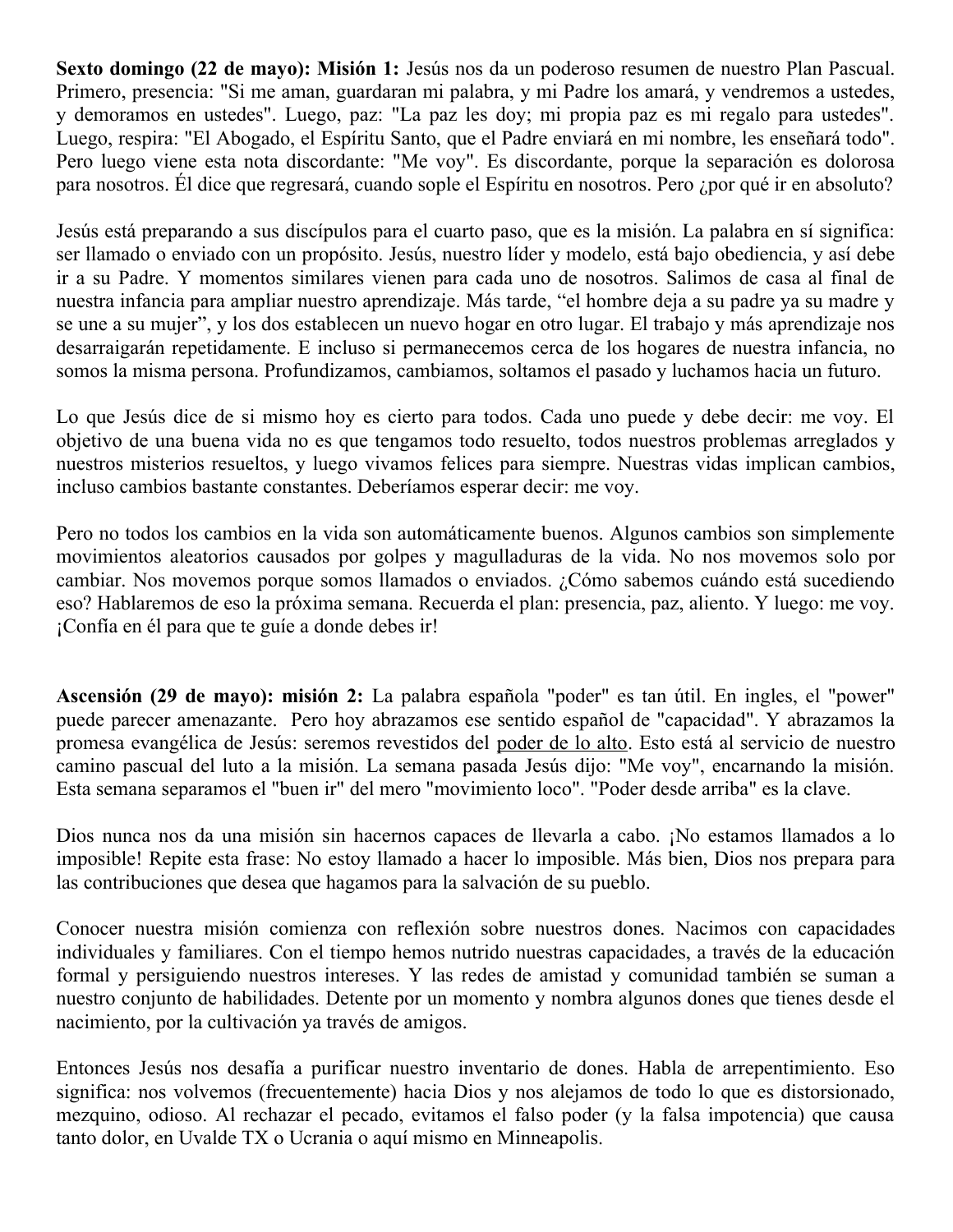**Sexto domingo (22 de mayo): Misión 1:** Jesús nos da un poderoso resumen de nuestro Plan Pascual. Primero, presencia: "Si me aman, guardaran mi palabra, y mi Padre los amará, y vendremos a ustedes, y demoramos en ustedes". Luego, paz: "La paz les doy; mi propia paz es mi regalo para ustedes". Luego, respira: "El Abogado, el Espíritu Santo, que el Padre enviará en mi nombre, les enseñará todo". Pero luego viene esta nota discordante: "Me voy". Es discordante, porque la separación es dolorosa para nosotros. Él dice que regresará, cuando sople el Espíritu en nosotros. Pero ¿por qué ir en absoluto?

Jesús está preparando a sus discípulos para el cuarto paso, que es la misión. La palabra en sí significa: ser llamado o enviado con un propósito. Jesús, nuestro líder y modelo, está bajo obediencia, y así debe ir a su Padre. Y momentos similares vienen para cada uno de nosotros. Salimos de casa al final de nuestra infancia para ampliar nuestro aprendizaje. Más tarde, "el hombre deja a su padre ya su madre y se une a su mujer", y los dos establecen un nuevo hogar en otro lugar. El trabajo y más aprendizaje nos desarraigarán repetidamente. E incluso si permanecemos cerca de los hogares de nuestra infancia, no somos la misma persona. Profundizamos, cambiamos, soltamos el pasado y luchamos hacia un futuro.

Lo que Jesús dice de si mismo hoy es cierto para todos. Cada uno puede y debe decir: me voy. El objetivo de una buena vida no es que tengamos todo resuelto, todos nuestros problemas arreglados y nuestros misterios resueltos, y luego vivamos felices para siempre. Nuestras vidas implican cambios, incluso cambios bastante constantes. Deberíamos esperar decir: me voy.

Pero no todos los cambios en la vida son automáticamente buenos. Algunos cambios son simplemente movimientos aleatorios causados por golpes y magulladuras de la vida. No nos movemos solo por cambiar. Nos movemos porque somos llamados o enviados. ¿Cómo sabemos cuándo está sucediendo eso? Hablaremos de eso la próxima semana. Recuerda el plan: presencia, paz, aliento. Y luego: me voy. ¡Confía en él para que te guíe a donde debes ir!

**Ascensión (29 de mayo): misión 2:** La palabra española "poder" es tan útil. En ingles, el "power" puede parecer amenazante. Pero hoy abrazamos ese sentido español de "capacidad". Y abrazamos la promesa evangélica de Jesús: seremos revestidos del poder de lo alto. Esto está al servicio de nuestro camino pascual del luto a la misión. La semana pasada Jesús dijo: "Me voy", encarnando la misión. Esta semana separamos el "buen ir" del mero "movimiento loco". "Poder desde arriba" es la clave.

Dios nunca nos da una misión sin hacernos capaces de llevarla a cabo. ¡No estamos llamados a lo imposible! Repite esta frase: No estoy llamado a hacer lo imposible. Más bien, Dios nos prepara para las contribuciones que desea que hagamos para la salvación de su pueblo.

Conocer nuestra misión comienza con reflexión sobre nuestros dones. Nacimos con capacidades individuales y familiares. Con el tiempo hemos nutrido nuestras capacidades, a través de la educación formal y persiguiendo nuestros intereses. Y las redes de amistad y comunidad también se suman a nuestro conjunto de habilidades. Detente por un momento y nombra algunos dones que tienes desde el nacimiento, por la cultivación ya través de amigos.

Entonces Jesús nos desafía a purificar nuestro inventario de dones. Habla de arrepentimiento. Eso significa: nos volvemos (frecuentemente) hacia Dios y nos alejamos de todo lo que es distorsionado, mezquino, odioso. Al rechazar el pecado, evitamos el falso poder (y la falsa impotencia) que causa tanto dolor, en Uvalde TX o Ucrania o aquí mismo en Minneapolis.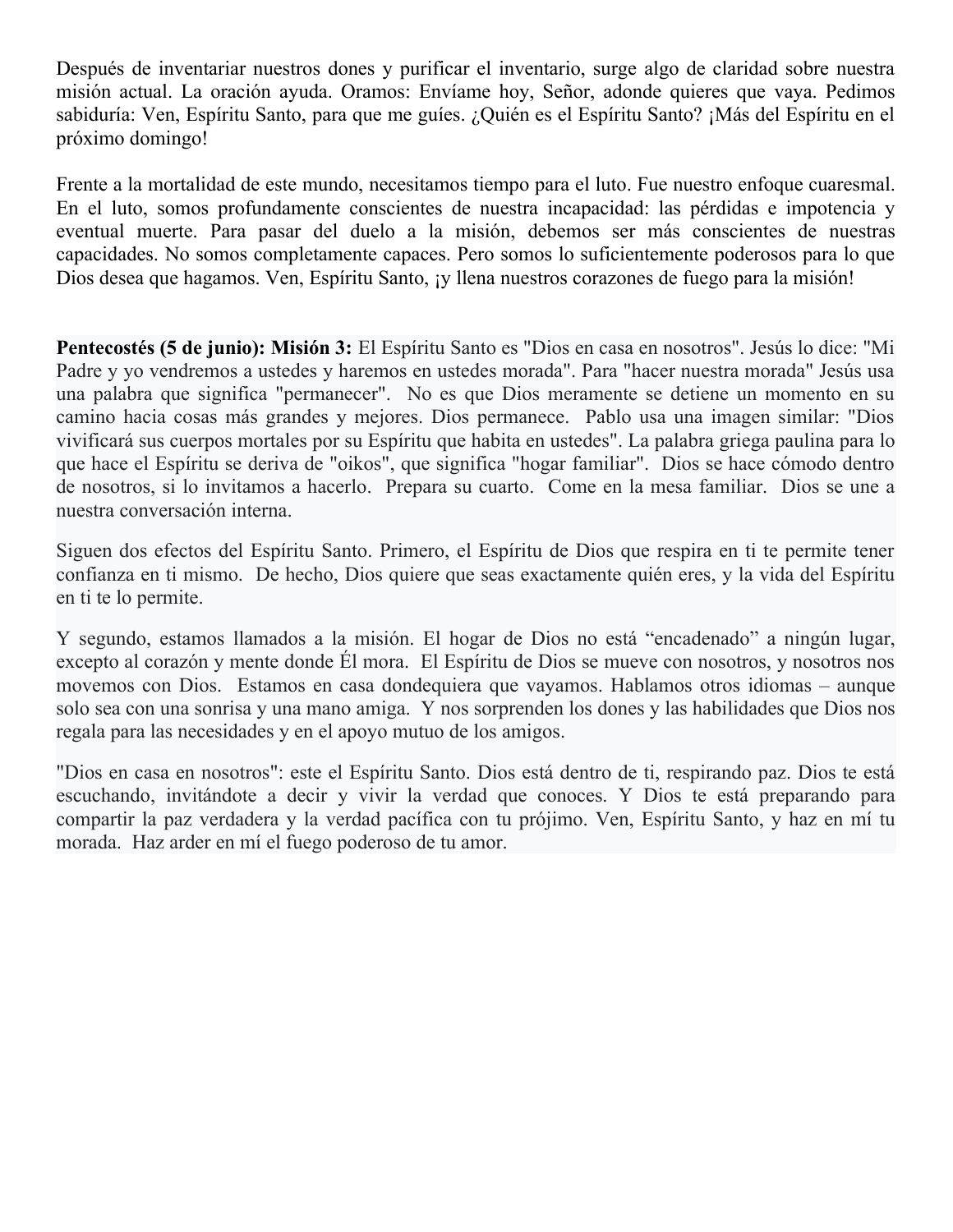Después de inventariar nuestros dones y purificar el inventario, surge algo de claridad sobre nuestra misión actual. La oración ayuda. Oramos: Envíame hoy, Señor, adonde quieres que vaya. Pedimos sabiduría: Ven, Espíritu Santo, para que me guíes. ¿Quién es el Espíritu Santo? ¡Más del Espíritu en el próximo domingo!

Frente a la mortalidad de este mundo, necesitamos tiempo para el luto. Fue nuestro enfoque cuaresmal. En el luto, somos profundamente conscientes de nuestra incapacidad: las pérdidas e impotencia y eventual muerte. Para pasar del duelo a la misión, debemos ser más conscientes de nuestras capacidades. No somos completamente capaces. Pero somos lo suficientemente poderosos para lo que Dios desea que hagamos. Ven, Espíritu Santo, ¡y llena nuestros corazones de fuego para la misión!

**Pentecostés (5 de junio): Misión 3:** El Espíritu Santo es "Dios en casa en nosotros". Jesús lo dice: "Mi Padre y yo vendremos a ustedes y haremos en ustedes morada". Para "hacer nuestra morada" Jesús usa una palabra que significa "permanecer". No es que Dios meramente se detiene un momento en su camino hacia cosas más grandes y mejores. Dios permanece. Pablo usa una imagen similar: "Dios vivificará sus cuerpos mortales por su Espíritu que habita en ustedes". La palabra griega paulina para lo que hace el Espíritu se deriva de "oikos", que significa "hogar familiar". Dios se hace cómodo dentro de nosotros, si lo invitamos a hacerlo. Prepara su cuarto. Come en la mesa familiar. Dios se une a nuestra conversación interna.

Siguen dos efectos del Espíritu Santo. Primero, el Espíritu de Dios que respira en ti te permite tener confianza en ti mismo. De hecho, Dios quiere que seas exactamente quién eres, y la vida del Espíritu en ti te lo permite.

Y segundo, estamos llamados a la misión. El hogar de Dios no está "encadenado" a ningún lugar, excepto al corazón y mente donde Él mora. El Espíritu de Dios se mueve con nosotros, y nosotros nos movemos con Dios. Estamos en casa dondequiera que vayamos. Hablamos otros idiomas – aunque solo sea con una sonrisa y una mano amiga. Y nos sorprenden los dones y las habilidades que Dios nos regala para las necesidades y en el apoyo mutuo de los amigos.

"Dios en casa en nosotros": este el Espíritu Santo. Dios está dentro de ti, respirando paz. Dios te está escuchando, invitándote a decir y vivir la verdad que conoces. Y Dios te está preparando para compartir la paz verdadera y la verdad pacífica con tu prójimo. Ven, Espíritu Santo, y haz en mí tu morada. Haz arder en mí el fuego poderoso de tu amor.